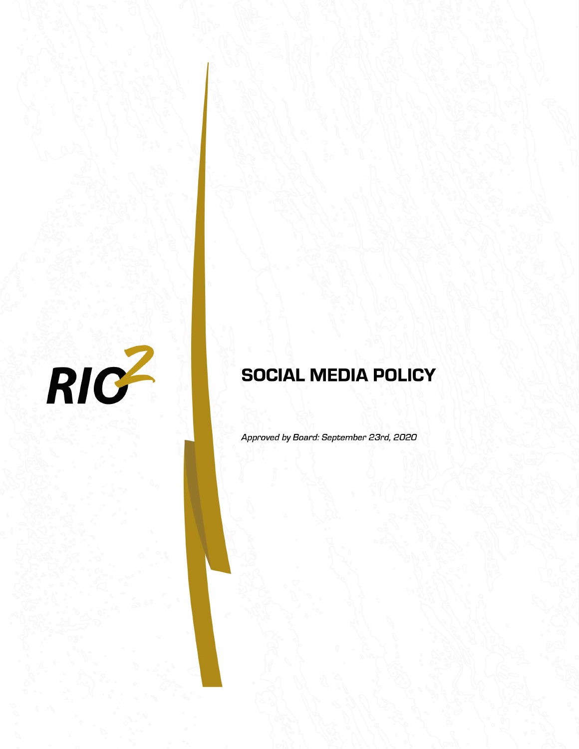RIO2

# SOCIAL MEDIA POLICY

*Approved by Board: September 23rd, 2020*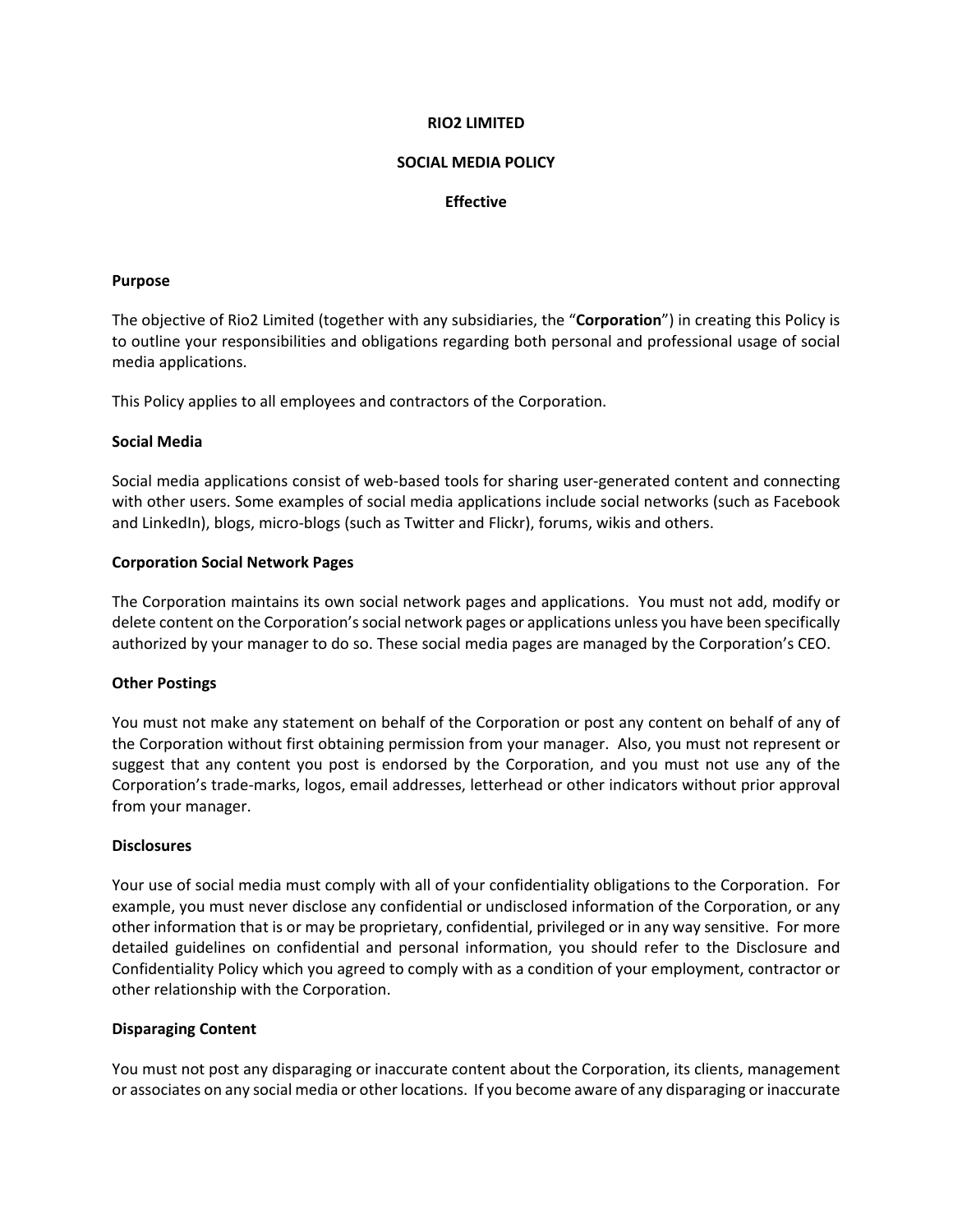**RIO2 LIMITED**

**SOCIAL MEDIA POLICY**

**Effective**

**Purpose**

The objective of Rio2 Limited (together with any subsidiaries, the "**Corporation**") in creating this Policy is to outline your responsibilities and obligations regarding both personal and professional usage of social media applications.

This Policy applies to all employees and contractors of the Corporation.

**Social Media**

Social media applications consist of web-based tools for sharing user-generated content and connecting with other users. Some examples of social media applications include social networks (such as Facebook and LinkedIn), blogs, micro-blogs (such as Twitter and Flickr), forums, wikis and others.

**Corporation Social Network Pages**

The Corporation maintains its own social network pages and applications. You must not add, modify or delete content on the Corporation's social network pages or applications unless you have been specifically authorized by your manager to do so. These social media pages are managed by the Corporation's CEO.

**Other Postings**

You must not make any statement on behalf of the Corporation or post any content on behalf of any of the Corporation without first obtaining permission from your manager. Also, you must not represent or suggest that any content you post is endorsed by the Corporation, and you must not use any of the Corporation's trade-marks, logos, email addresses, letterhead or other indicators without prior approval from your manager.

**Disclosures**

Your use of social media must comply with all of your confidentiality obligations to the Corporation. For example, you must never disclose any confidential or undisclosed information of the Corporation, or any other information that is or may be proprietary, confidential, privileged or in any way sensitive. For more detailed guidelines on confidential and personal information, you should refer to the Disclosure and Confidentiality Policy which you agreed to comply with as a condition of your employment, contractor or other relationship with the Corporation.

**Disparaging Content**

You must not post any disparaging or inaccurate content about the Corporation, its clients, management or associates on any social media or other locations. If you become aware of any disparaging or inaccurate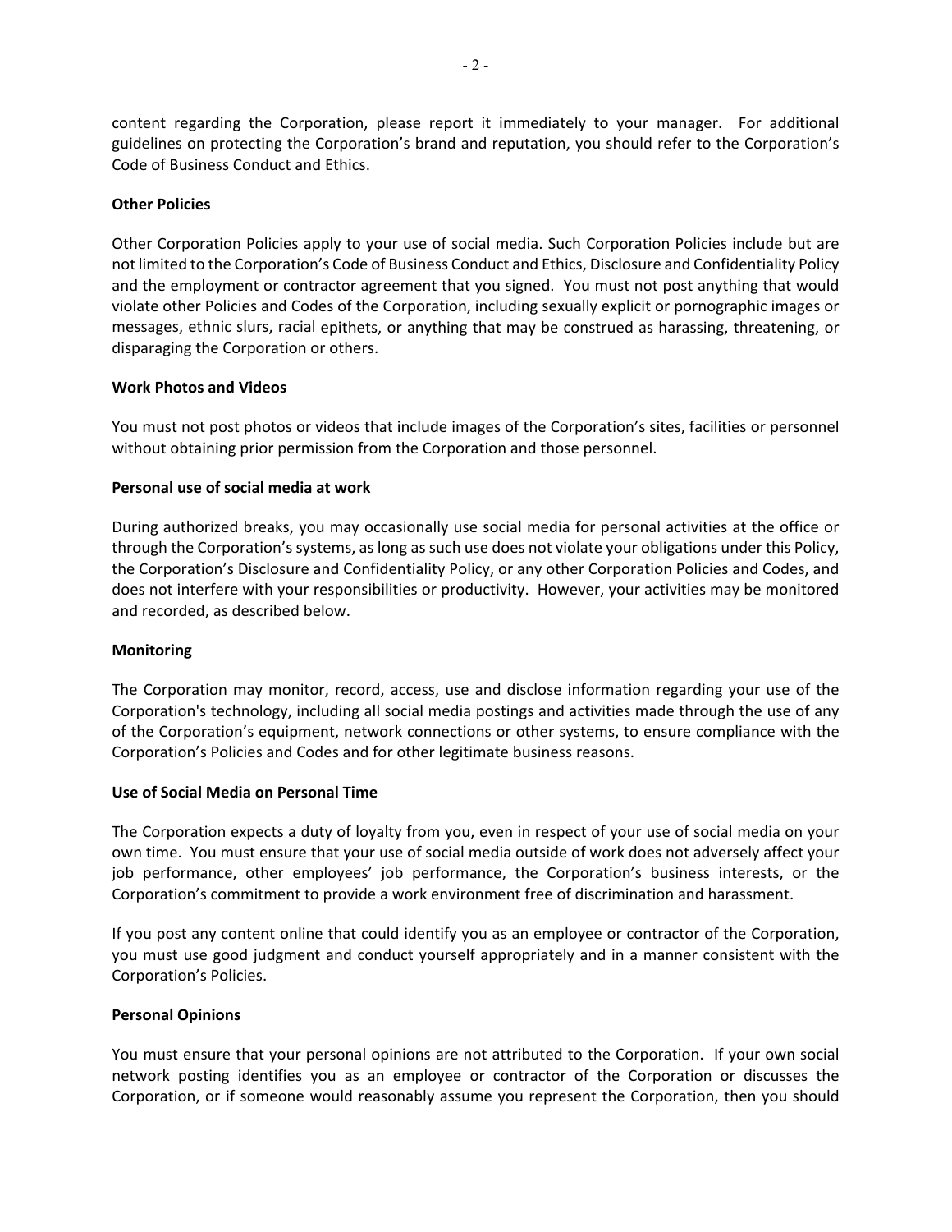content regarding the Corporation, please report it immediately to your manager. For additional guidelines on protecting the Corporation's brand and reputation, you should refer to the Corporation's Code of Business Conduct and Ethics.

**Other Policies**

Other Corporation Policies apply to your use of social media. Such Corporation Policies include but are not limited to the Corporation's Code of Business Conduct and Ethics, Disclosure and Confidentiality Policy and the employment or contractor agreement that you signed. You must not post anything that would violate other Policies and Codes of the Corporation, including sexually explicit or pornographic images or messages, ethnic slurs, racial epithets, or anything that may be construed as harassing, threatening, or disparaging the Corporation or others.

**Work Photos and Videos**

You must not post photos or videos that include images of the Corporation's sites, facilities or personnel without obtaining prior permission from the Corporation and those personnel.

**Personal use of social media at work**

During authorized breaks, you may occasionally use social media for personal activities at the office or through the Corporation's systems, as long as such use does not violate your obligations under this Policy, the Corporation's Disclosure and Confidentiality Policy, or any other Corporation Policies and Codes, and does not interfere with your responsibilities or productivity. However, your activities may be monitored and recorded, as described below.

**Monitoring**

The Corporation may monitor, record, access, use and disclose information regarding your use of the Corporation's technology, including all social media postings and activities made through the use of any of the Corporation's equipment, network connections or other systems, to ensure compliance with the Corporation's Policies and Codes and for other legitimate business reasons.

**Use of Social Media on Personal Time**

The Corporation expects a duty of loyalty from you, even in respect of your use of social media on your own time. You must ensure that your use of social media outside of work does not adversely affect your job performance, other employees' job performance, the Corporation's business interests, or the Corporation's commitment to provide a work environment free of discrimination and harassment.

If you post any content online that could identify you as an employee or contractor of the Corporation, you must use good judgment and conduct yourself appropriately and in a manner consistent with the Corporation's Policies.

**Personal Opinions**

You must ensure that your personal opinions are not attributed to the Corporation. If your own social network posting identifies you as an employee or contractor of the Corporation or discusses the Corporation, or if someone would reasonably assume you represent the Corporation, then you should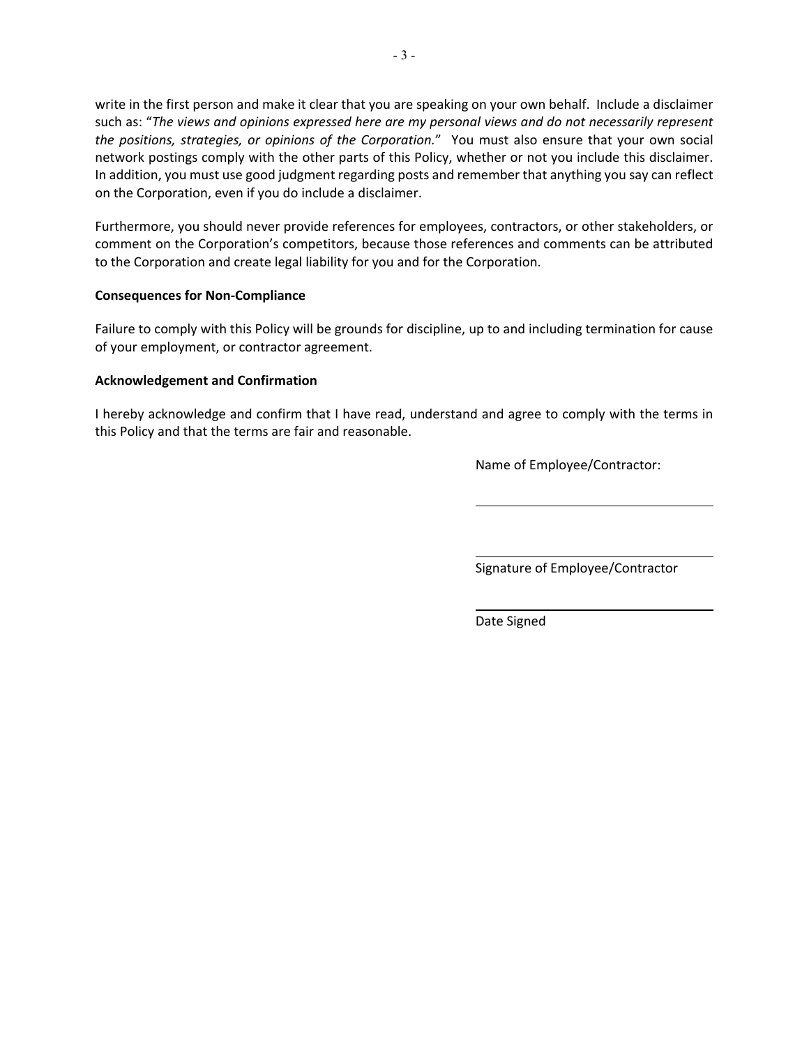write in the first person and make it clear that you are speaking on your own behalf. Include a disclaimer such as: "*The views and opinions expressed here are my personal views and do not necessarily represent the positions, strategies, or opinions of the Corporation.*" You must also ensure that your own social network postings comply with the other parts of this Policy, whether or not you include this disclaimer. In addition, you must use good judgment regarding posts and remember that anything you say can reflect on the Corporation, even if you do include a disclaimer.

Furthermore, you should never provide references for employees, contractors, or other stakeholders, or comment on the Corporation's competitors, because those references and comments can be attributed to the Corporation and create legal liability for you and for the Corporation.

**Consequences for Non-Compliance**

Failure to comply with this Policy will be grounds for discipline, up to and including termination for cause of your employment, or contractor agreement.

**Acknowledgement and Confirmation**

I hereby acknowledge and confirm that I have read, understand and agree to comply with the terms in this Policy and that the terms are fair and reasonable.

Name of Employee/Contractor:

\_\_\_\_\_\_\_\_\_\_\_\_\_\_\_\_\_\_\_\_\_\_\_\_\_\_\_\_\_\_

\_\_\_\_\_\_\_\_\_\_\_\_\_\_\_\_\_\_\_\_\_\_\_\_\_\_\_\_\_\_

Signature of Employee/Contractor

\_\_\_\_\_\_\_\_\_\_\_\_\_\_\_\_\_\_\_\_\_\_\_\_\_\_\_\_\_\_

Date Signed